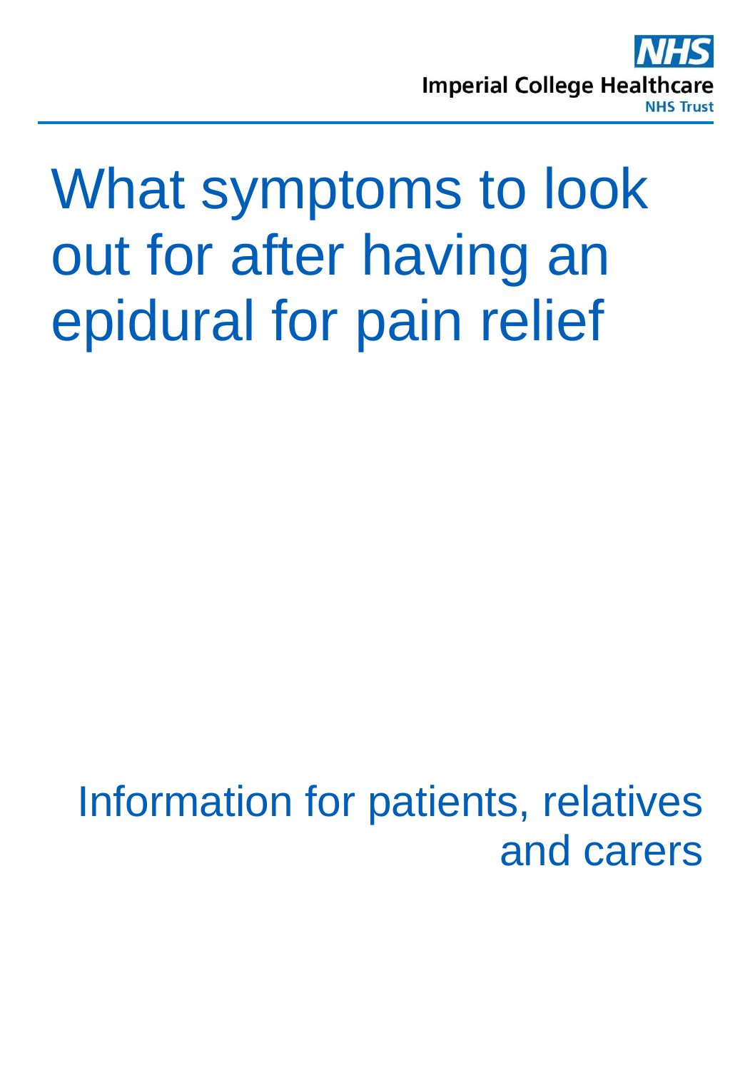Imperial College Healthcare
NHS Trust

# What symptoms to look out for after having an epidural for pain relief

Information for patients, relatives and carers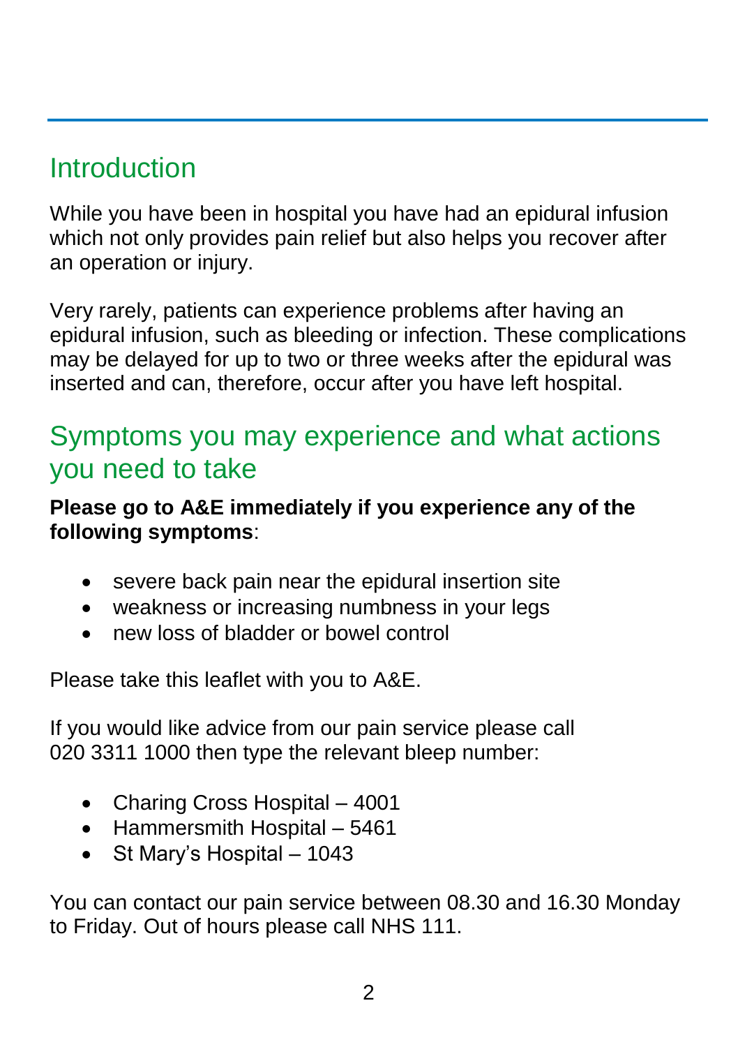## Introduction

While you have been in hospital you have had an epidural infusion which not only provides pain relief but also helps you recover after an operation or injury.

Very rarely, patients can experience problems after having an epidural infusion, such as bleeding or infection. These complications may be delayed for up to two or three weeks after the epidural was inserted and can, therefore, occur after you have left hospital.

## Symptoms you may experience and what actions you need to take

**Please go to A&E immediately if you experience any of the following symptoms**:

- severe back pain near the epidural insertion site
- weakness or increasing numbness in your legs
- new loss of bladder or bowel control

Please take this leaflet with you to A&E.

If you would like advice from our pain service please call 020 3311 1000 then type the relevant bleep number:

- Charing Cross Hospital – 4001
- Hammersmith Hospital – 5461
- St Mary's Hospital – 1043

You can contact our pain service between 08.30 and 16.30 Monday to Friday. Out of hours please call NHS 111.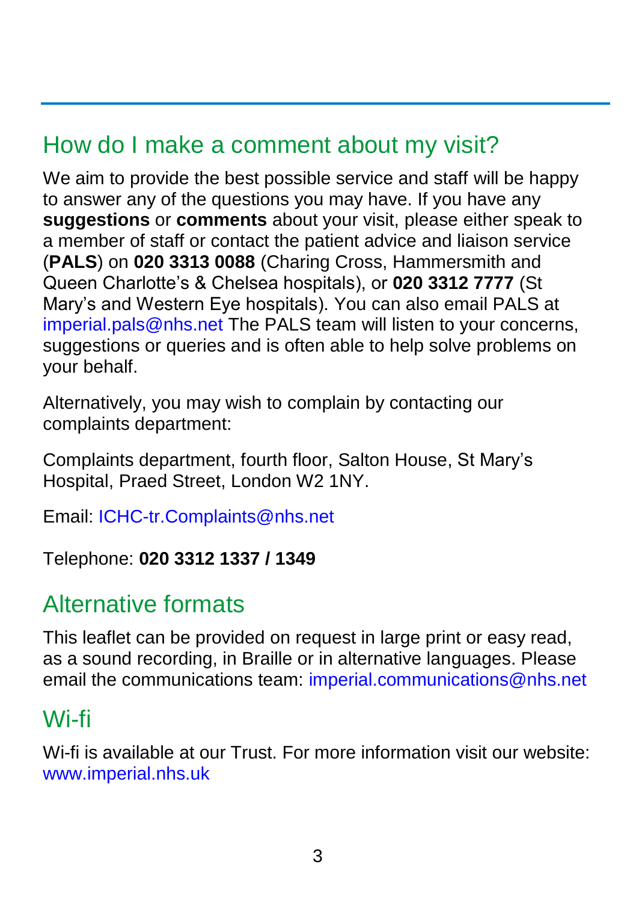## How do I make a comment about my visit?

We aim to provide the best possible service and staff will be happy to answer any of the questions you may have. If you have any **suggestions** or **comments** about your visit, please either speak to a member of staff or contact the patient advice and liaison service (**PALS**) on **020 3313 0088** (Charing Cross, Hammersmith and Queen Charlotte's & Chelsea hospitals), or **020 3312 7777** (St Mary's and Western Eye hospitals). You can also email PALS at imperial.pals@nhs.net The PALS team will listen to your concerns, suggestions or queries and is often able to help solve problems on your behalf.

Alternatively, you may wish to complain by contacting our complaints department:

Complaints department, fourth floor, Salton House, St Mary's Hospital, Praed Street, London W2 1NY.

Email: ICHC-tr.Complaints@nhs.net

Telephone: **020 3312 1337 / 1349**

## Alternative formats

This leaflet can be provided on request in large print or easy read, as a sound recording, in Braille or in alternative languages. Please email the communications team: imperial.communications@nhs.net

## Wi-fi

Wi-fi is available at our Trust. For more information visit our website: www.imperial.nhs.uk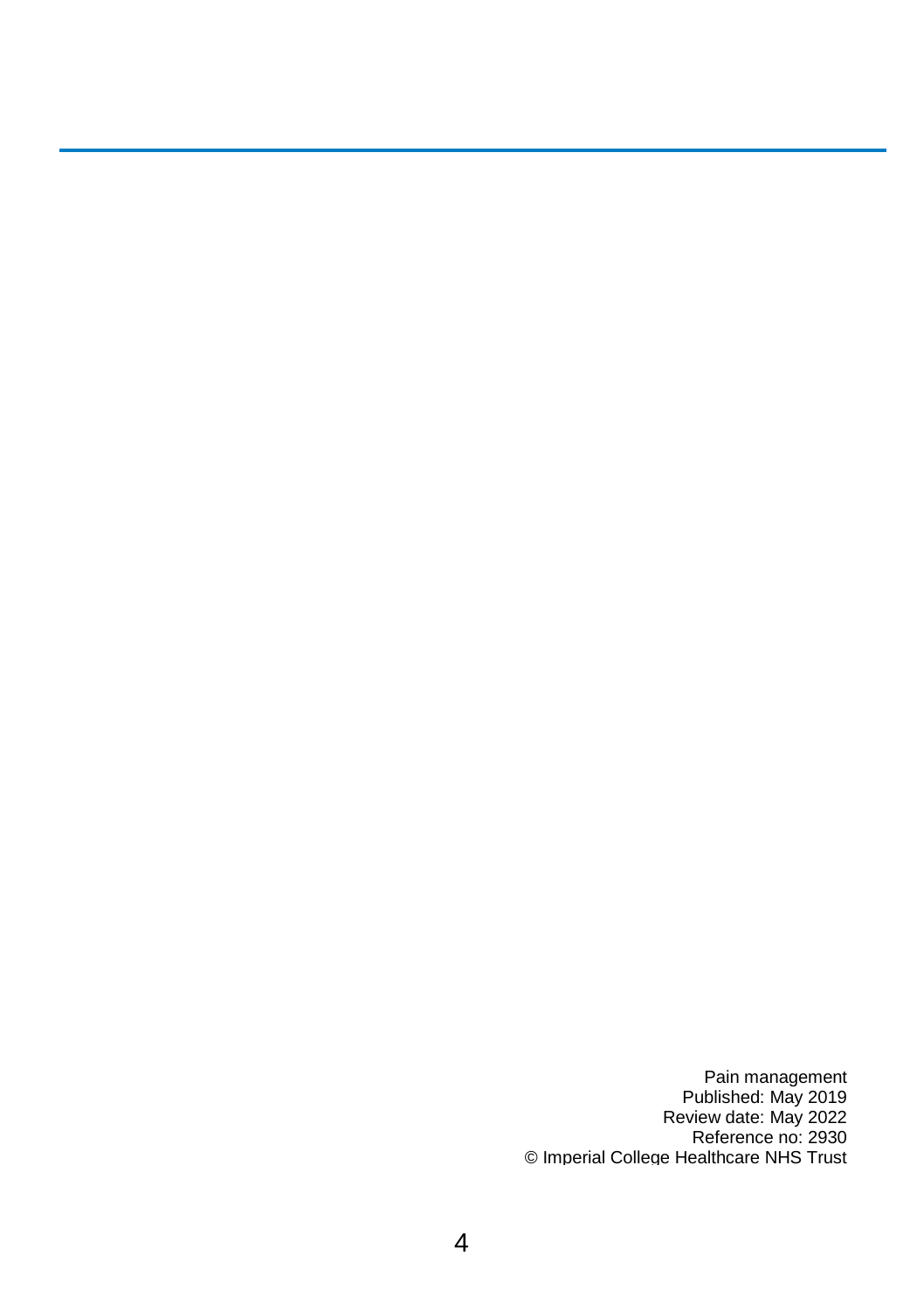Pain management
Published: May 2019
Review date: May 2022
Reference no: 2930
© Imperial College Healthcare NHS Trust